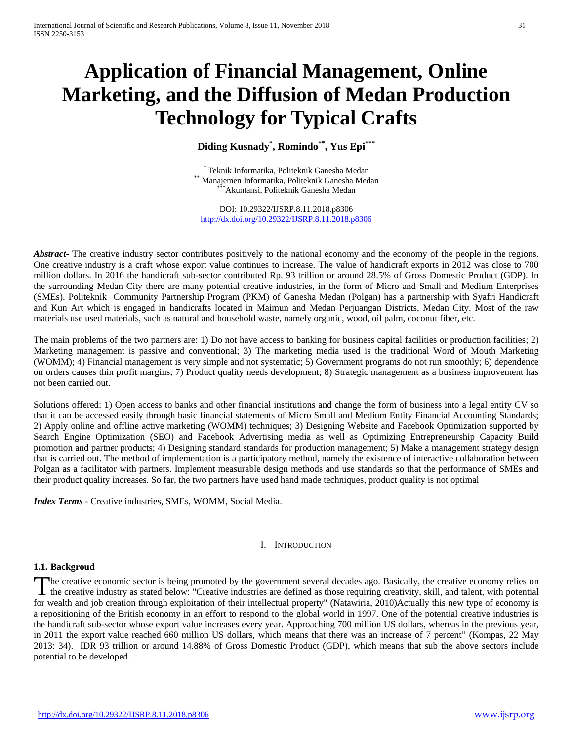# Application of Financial Management, Online Marketing, and the Diffusion of Medan Production Technology for Typical Crafts

**Diding Kusnady[*], Romindo[**], Yus Epi[***]**

[*] Teknik Informatika, Politeknik Ganesha Medan
[**] Manajemen Informatika, Politeknik Ganesha Medan
[***]Akuntansi, Politeknik Ganesha Medan

DOI: 10.29322/IJSRP.8.11.2018.p8306
http://dx.doi.org/10.29322/IJSRP.8.11.2018.p8306

***Abstract-*** The creative industry sector contributes positively to the national economy and the economy of the people in the regions. One creative industry is a craft whose export value continues to increase. The value of handicraft exports in 2012 was close to 700 million dollars. In 2016 the handicraft sub-sector contributed Rp. 93 trillion or around 28.5% of Gross Domestic Product (GDP). In the surrounding Medan City there are many potential creative industries, in the form of Micro and Small and Medium Enterprises (SMEs). Politeknik Community Partnership Program (PKM) of Ganesha Medan (Polgan) has a partnership with Syafri Handicraft and Kun Art which is engaged in handicrafts located in Maimun and Medan Perjuangan Districts, Medan City. Most of the raw materials use used materials, such as natural and household waste, namely organic, wood, oil palm, coconut fiber, etc.

The main problems of the two partners are: 1) Do not have access to banking for business capital facilities or production facilities; 2) Marketing management is passive and conventional; 3) The marketing media used is the traditional Word of Mouth Marketing (WOMM); 4) Financial management is very simple and not systematic; 5) Government programs do not run smoothly; 6) dependence on orders causes thin profit margins; 7) Product quality needs development; 8) Strategic management as a business improvement has not been carried out.

Solutions offered: 1) Open access to banks and other financial institutions and change the form of business into a legal entity CV so that it can be accessed easily through basic financial statements of Micro Small and Medium Entity Financial Accounting Standards; 2) Apply online and offline active marketing (WOMM) techniques; 3) Designing Website and Facebook Optimization supported by Search Engine Optimization (SEO) and Facebook Advertising media as well as Optimizing Entrepreneurship Capacity Build promotion and partner products; 4) Designing standard standards for production management; 5) Make a management strategy design that is carried out. The method of implementation is a participatory method, namely the existence of interactive collaboration between Polgan as a facilitator with partners. Implement measurable design methods and use standards so that the performance of SMEs and their product quality increases. So far, the two partners have used hand made techniques, product quality is not optimal

***Index Terms*** - Creative industries, SMEs, WOMM, Social Media.

## I. Introduction

### 1.1. Backgroud

The creative economic sector is being promoted by the government several decades ago. Basically, the creative economy relies on the creative industry as stated below: "Creative industries are defined as those requiring creativity, skill, and talent, with potential for wealth and job creation through exploitation of their intellectual property" (Natawiria, 2010)Actually this new type of economy is a repositioning of the British economy in an effort to respond to the global world in 1997. One of the potential creative industries is the handicraft sub-sector whose export value increases every year. Approaching 700 million US dollars, whereas in the previous year, in 2011 the export value reached 660 million US dollars, which means that there was an increase of 7 percent" (Kompas, 22 May 2013: 34). IDR 93 trillion or around 14.88% of Gross Domestic Product (GDP), which means that sub the above sectors include potential to be developed.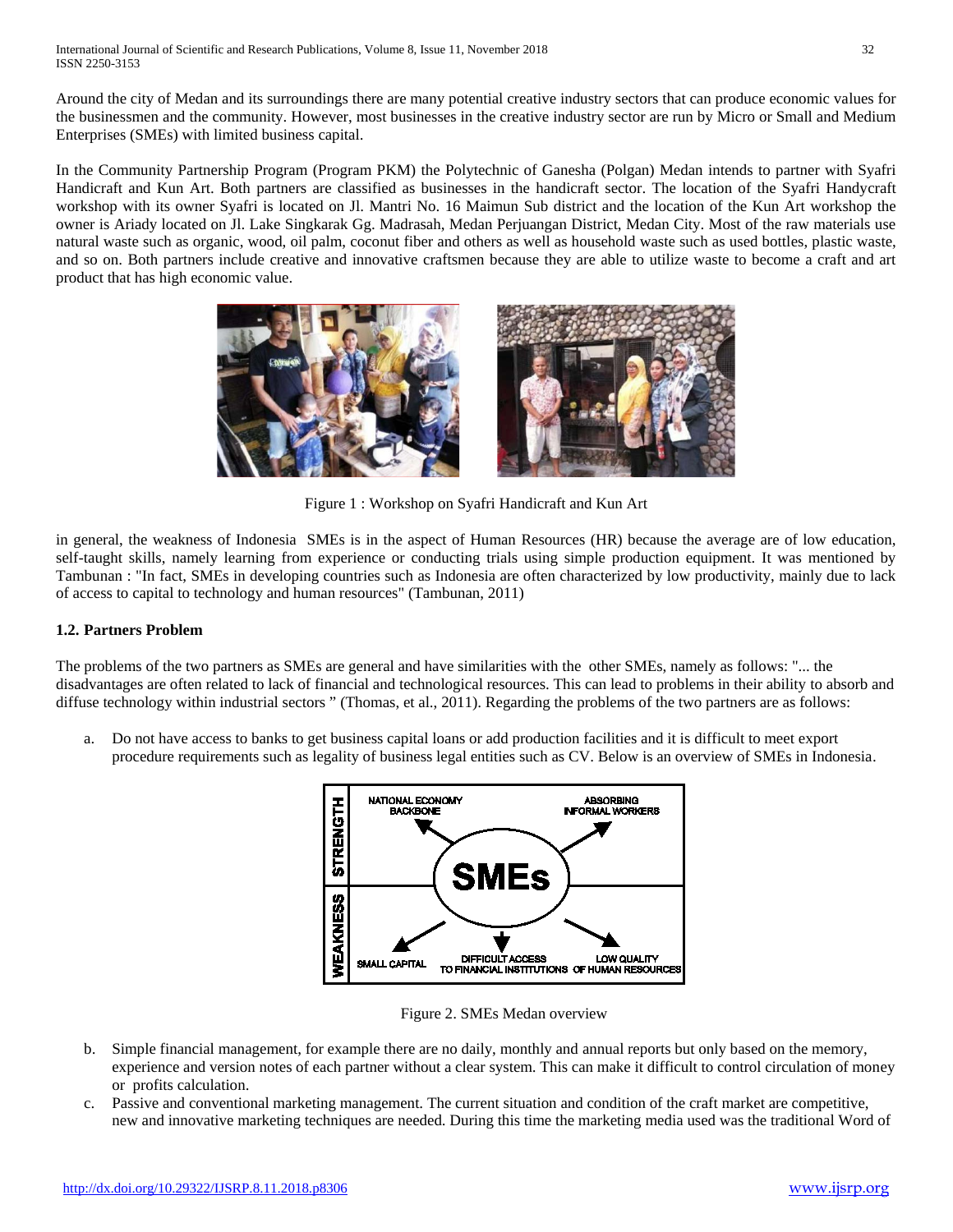Around the city of Medan and its surroundings there are many potential creative industry sectors that can produce economic values for the businessmen and the community. However, most businesses in the creative industry sector are run by Micro or Small and Medium Enterprises (SMEs) with limited business capital.

In the Community Partnership Program (Program PKM) the Polytechnic of Ganesha (Polgan) Medan intends to partner with Syafri Handicraft and Kun Art. Both partners are classified as businesses in the handicraft sector. The location of the Syafri Handycraft workshop with its owner Syafri is located on Jl. Mantri No. 16 Maimun Sub district and the location of the Kun Art workshop the owner is Ariady located on Jl. Lake Singkarak Gg. Madrasah, Medan Perjuangan District, Medan City. Most of the raw materials use natural waste such as organic, wood, oil palm, coconut fiber and others as well as household waste such as used bottles, plastic waste, and so on. Both partners include creative and innovative craftsmen because they are able to utilize waste to become a craft and art product that has high economic value.

Figure 1 : Workshop on Syafri Handicraft and Kun Art

in general, the weakness of Indonesia SMEs is in the aspect of Human Resources (HR) because the average are of low education, self-taught skills, namely learning from experience or conducting trials using simple production equipment. It was mentioned by Tambunan : "In fact, SMEs in developing countries such as Indonesia are often characterized by low productivity, mainly due to lack of access to capital to technology and human resources" (Tambunan, 2011)

### 1.2. Partners Problem

The problems of the two partners as SMEs are general and have similarities with the other SMEs, namely as follows: "... the disadvantages are often related to lack of financial and technological resources. This can lead to problems in their ability to absorb and diffuse technology within industrial sectors " (Thomas, et al., 2011). Regarding the problems of the two partners are as follows:

a. Do not have access to banks to get business capital loans or add production facilities and it is difficult to meet export procedure requirements such as legality of business legal entities such as CV. Below is an overview of SMEs in Indonesia.

STRENGTH: NATIONAL ECONOMY BACKBONE; ABSORBING INFORMAL WORKERS
SMEs
WEAKNESS: SMALL CAPITAL; DIFFICULT ACCESS TO FINANCIAL INSTITUTIONS; LOW QUALITY OF HUMAN RESOURCES

Figure 2. SMEs Medan overview

b. Simple financial management, for example there are no daily, monthly and annual reports but only based on the memory, experience and version notes of each partner without a clear system. This can make it difficult to control circulation of money or profits calculation.
c. Passive and conventional marketing management. The current situation and condition of the craft market are competitive, new and innovative marketing techniques are needed. During this time the marketing media used was the traditional Word of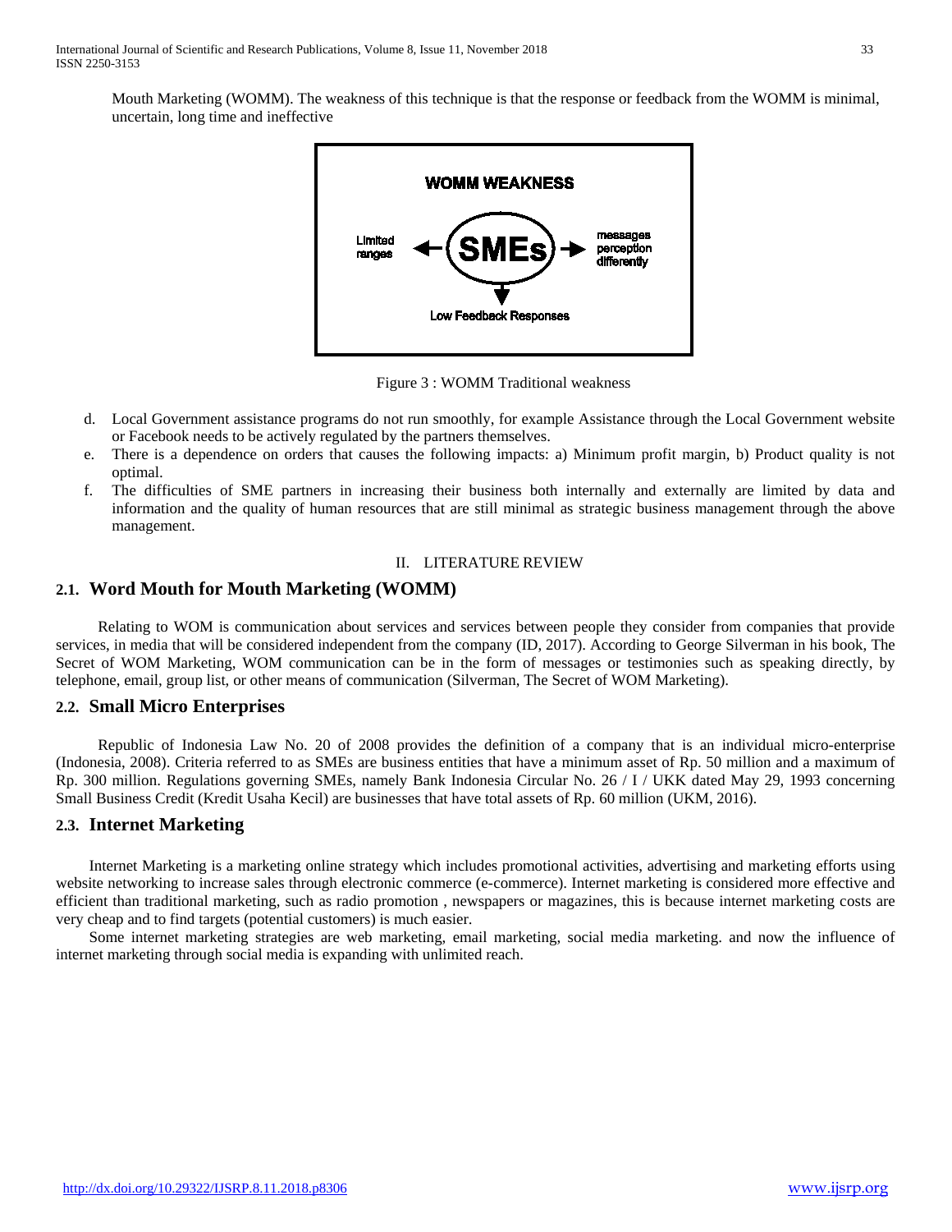Mouth Marketing (WOMM). The weakness of this technique is that the response or feedback from the WOMM is minimal, uncertain, long time and ineffective

Figure 3 : WOMM Traditional weakness

d. Local Government assistance programs do not run smoothly, for example Assistance through the Local Government website or Facebook needs to be actively regulated by the partners themselves.
e. There is a dependence on orders that causes the following impacts: a) Minimum profit margin, b) Product quality is not optimal.
f. The difficulties of SME partners in increasing their business both internally and externally are limited by data and information and the quality of human resources that are still minimal as strategic business management through the above management.

# II. LITERATURE REVIEW

## 2.1. Word Mouth for Mouth Marketing (WOMM)

Relating to WOM is communication about services and services between people they consider from companies that provide services, in media that will be considered independent from the company (ID, 2017). According to George Silverman in his book, The Secret of WOM Marketing, WOM communication can be in the form of messages or testimonies such as speaking directly, by telephone, email, group list, or other means of communication (Silverman, The Secret of WOM Marketing).

## 2.2. Small Micro Enterprises

Republic of Indonesia Law No. 20 of 2008 provides the definition of a company that is an individual micro-enterprise (Indonesia, 2008). Criteria referred to as SMEs are business entities that have a minimum asset of Rp. 50 million and a maximum of Rp. 300 million. Regulations governing SMEs, namely Bank Indonesia Circular No. 26 / I / UKK dated May 29, 1993 concerning Small Business Credit (Kredit Usaha Kecil) are businesses that have total assets of Rp. 60 million (UKM, 2016).

## 2.3. Internet Marketing

Internet Marketing is a marketing online strategy which includes promotional activities, advertising and marketing efforts using website networking to increase sales through electronic commerce (e-commerce). Internet marketing is considered more effective and efficient than traditional marketing, such as radio promotion , newspapers or magazines, this is because internet marketing costs are very cheap and to find targets (potential customers) is much easier.

Some internet marketing strategies are web marketing, email marketing, social media marketing. and now the influence of internet marketing through social media is expanding with unlimited reach.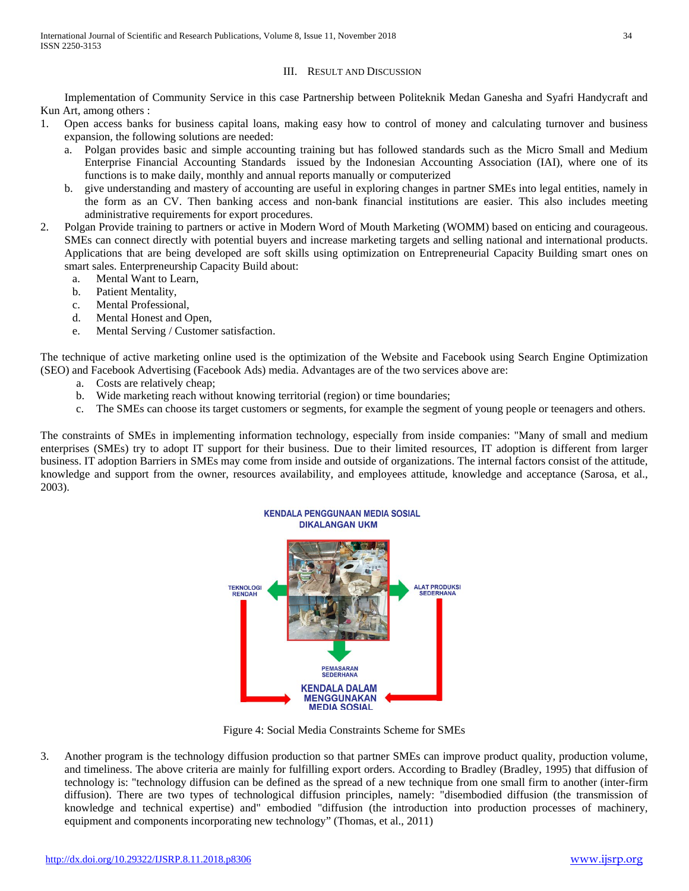## III. Result and Discussion

Implementation of Community Service in this case Partnership between Politeknik Medan Ganesha and Syafri Handycraft and Kun Art, among others :

1. Open access banks for business capital loans, making easy how to control of money and calculating turnover and business expansion, the following solutions are needed:
   a. Polgan provides basic and simple accounting training but has followed standards such as the Micro Small and Medium Enterprise Financial Accounting Standards issued by the Indonesian Accounting Association (IAI), where one of its functions is to make daily, monthly and annual reports manually or computerized
   b. give understanding and mastery of accounting are useful in exploring changes in partner SMEs into legal entities, namely in the form as an CV. Then banking access and non-bank financial institutions are easier. This also includes meeting administrative requirements for export procedures.
2. Polgan Provide training to partners or active in Modern Word of Mouth Marketing (WOMM) based on enticing and courageous. SMEs can connect directly with potential buyers and increase marketing targets and selling national and international products. Applications that are being developed are soft skills using optimization on Entrepreneurial Capacity Building smart ones on smart sales. Enterpreneurship Capacity Build about:
   a. Mental Want to Learn,
   b. Patient Mentality,
   c. Mental Professional,
   d. Mental Honest and Open,
   e. Mental Serving / Customer satisfaction.

The technique of active marketing online used is the optimization of the Website and Facebook using Search Engine Optimization (SEO) and Facebook Advertising (Facebook Ads) media. Advantages are of the two services above are:

a. Costs are relatively cheap;
b. Wide marketing reach without knowing territorial (region) or time boundaries;
c. The SMEs can choose its target customers or segments, for example the segment of young people or teenagers and others.

The constraints of SMEs in implementing information technology, especially from inside companies: "Many of small and medium enterprises (SMEs) try to adopt IT support for their business. Due to their limited resources, IT adoption is different from larger business. IT adoption Barriers in SMEs may come from inside and outside of organizations. The internal factors consist of the attitude, knowledge and support from the owner, resources availability, and employees attitude, knowledge and acceptance (Sarosa, et al., 2003).

Figure 4: Social Media Constraints Scheme for SMEs

3. Another program is the technology diffusion production so that partner SMEs can improve product quality, production volume, and timeliness. The above criteria are mainly for fulfilling export orders. According to Bradley (Bradley, 1995) that diffusion of technology is: "technology diffusion can be defined as the spread of a new technique from one small firm to another (inter-firm diffusion). There are two types of technological diffusion principles, namely: "disembodied diffusion (the transmission of knowledge and technical expertise) and" embodied "diffusion (the introduction into production processes of machinery, equipment and components incorporating new technology" (Thomas, et al., 2011)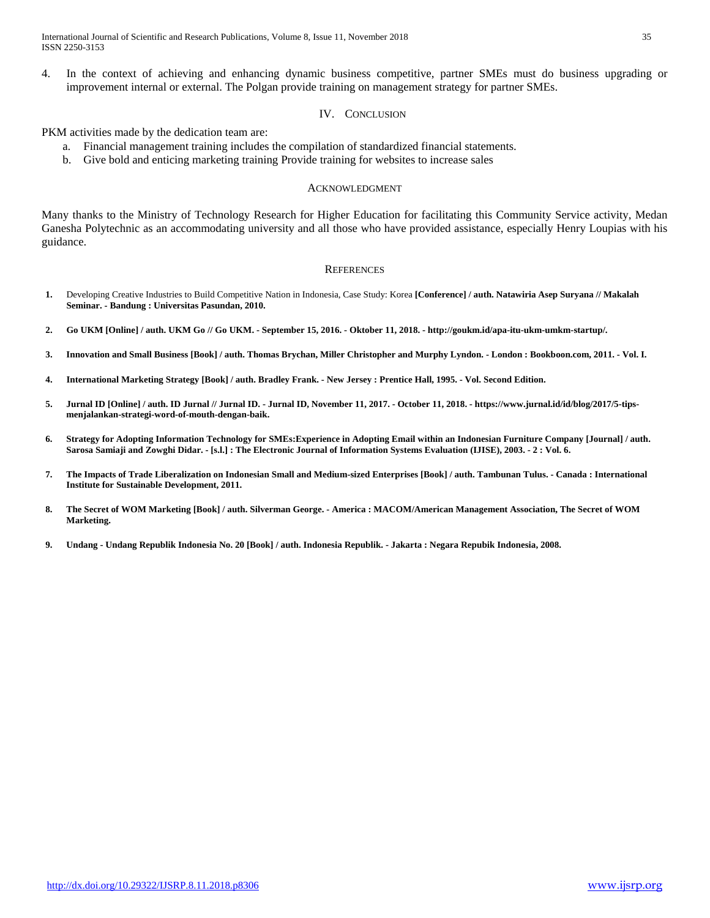4. In the context of achieving and enhancing dynamic business competitive, partner SMEs must do business upgrading or improvement internal or external. The Polgan provide training on management strategy for partner SMEs.

## IV. Conclusion

PKM activities made by the dedication team are:

a. Financial management training includes the compilation of standardized financial statements.
b. Give bold and enticing marketing training Provide training for websites to increase sales

## Acknowledgment

Many thanks to the Ministry of Technology Research for Higher Education for facilitating this Community Service activity, Medan Ganesha Polytechnic as an accommodating university and all those who have provided assistance, especially Henry Loupias with his guidance.

## References

1. Developing Creative Industries to Build Competitive Nation in Indonesia, Case Study: Korea **[Conference] / auth. Natawiria Asep Suryana // Makalah Seminar. - Bandung : Universitas Pasundan, 2010.**
2. **Go UKM [Online] / auth. UKM Go // Go UKM. - September 15, 2016. - Oktober 11, 2018. - http://goukm.id/apa-itu-ukm-umkm-startup/.**
3. **Innovation and Small Business [Book] / auth. Thomas Brychan, Miller Christopher and Murphy Lyndon. - London : Bookboon.com, 2011. - Vol. I.**
4. **International Marketing Strategy [Book] / auth. Bradley Frank. - New Jersey : Prentice Hall, 1995. - Vol. Second Edition.**
5. **Jurnal ID [Online] / auth. ID Jurnal // Jurnal ID. - Jurnal ID, November 11, 2017. - October 11, 2018. - https://www.jurnal.id/id/blog/2017/5-tips-menjalankan-strategi-word-of-mouth-dengan-baik.**
6. **Strategy for Adopting Information Technology for SMEs:Experience in Adopting Email within an Indonesian Furniture Company [Journal] / auth. Sarosa Samiaji and Zowghi Didar. - [s.l.] : The Electronic Journal of Information Systems Evaluation (IJISE), 2003. - 2 : Vol. 6.**
7. **The Impacts of Trade Liberalization on Indonesian Small and Medium-sized Enterprises [Book] / auth. Tambunan Tulus. - Canada : International Institute for Sustainable Development, 2011.**
8. **The Secret of WOM Marketing [Book] / auth. Silverman George. - America : MACOM/American Management Association, The Secret of WOM Marketing.**
9. **Undang - Undang Republik Indonesia No. 20 [Book] / auth. Indonesia Republik. - Jakarta : Negara Repubik Indonesia, 2008.**